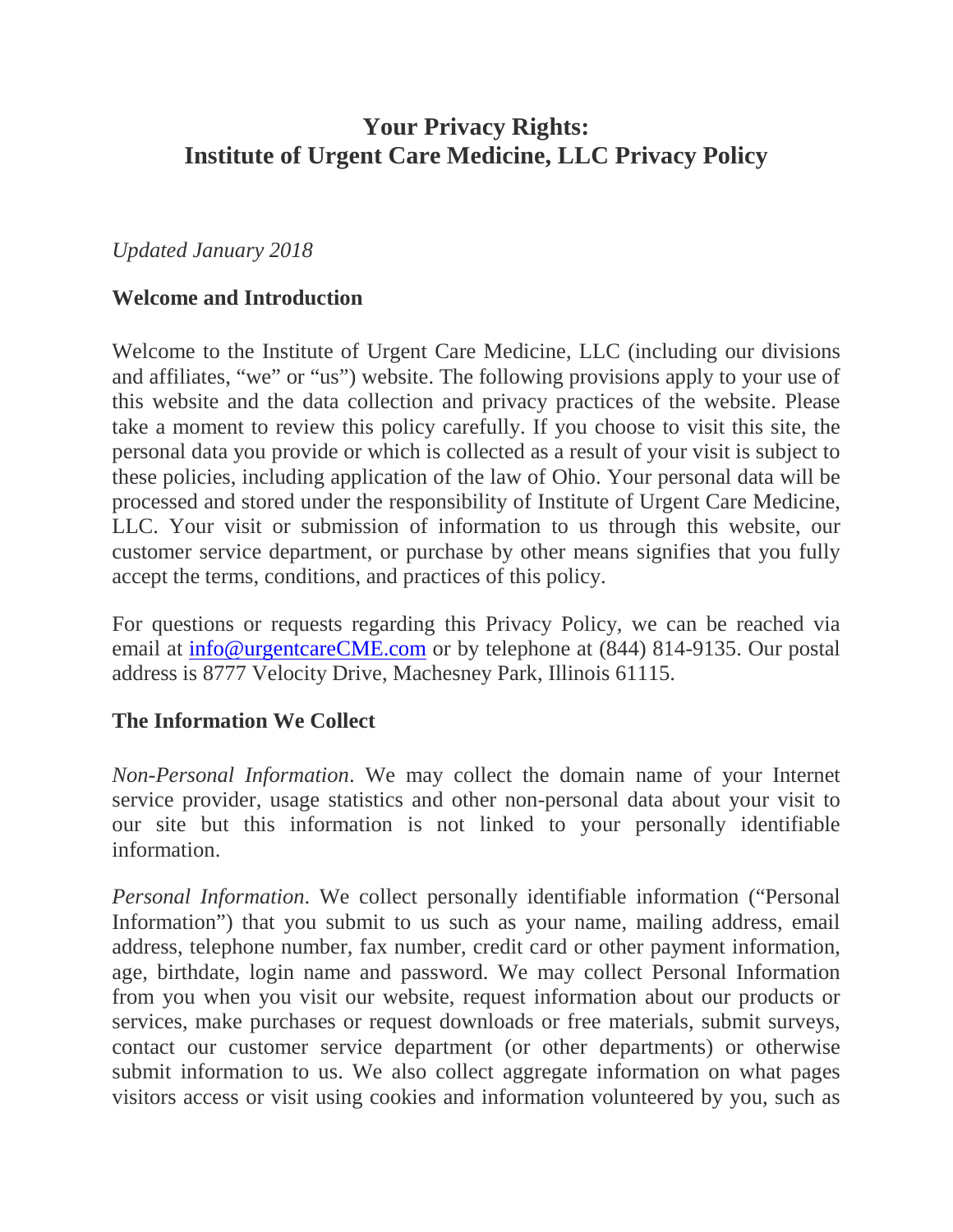# Your Privacy Rights:
# Institute of Urgent Care Medicine, LLC Privacy Policy

*Updated January 2018*

## Welcome and Introduction

Welcome to the Institute of Urgent Care Medicine, LLC (including our divisions and affiliates, "we" or "us") website. The following provisions apply to your use of this website and the data collection and privacy practices of the website. Please take a moment to review this policy carefully. If you choose to visit this site, the personal data you provide or which is collected as a result of your visit is subject to these policies, including application of the law of Ohio. Your personal data will be processed and stored under the responsibility of Institute of Urgent Care Medicine, LLC. Your visit or submission of information to us through this website, our customer service department, or purchase by other means signifies that you fully accept the terms, conditions, and practices of this policy.

For questions or requests regarding this Privacy Policy, we can be reached via email at [info@urgentcareCME.com](mailto:info@urgentcareCME.com) or by telephone at (844) 814-9135. Our postal address is 8777 Velocity Drive, Machesney Park, Illinois 61115.

## The Information We Collect

*Non-Personal Information*. We may collect the domain name of your Internet service provider, usage statistics and other non-personal data about your visit to our site but this information is not linked to your personally identifiable information.

*Personal Information*. We collect personally identifiable information ("Personal Information") that you submit to us such as your name, mailing address, email address, telephone number, fax number, credit card or other payment information, age, birthdate, login name and password. We may collect Personal Information from you when you visit our website, request information about our products or services, make purchases or request downloads or free materials, submit surveys, contact our customer service department (or other departments) or otherwise submit information to us. We also collect aggregate information on what pages visitors access or visit using cookies and information volunteered by you, such as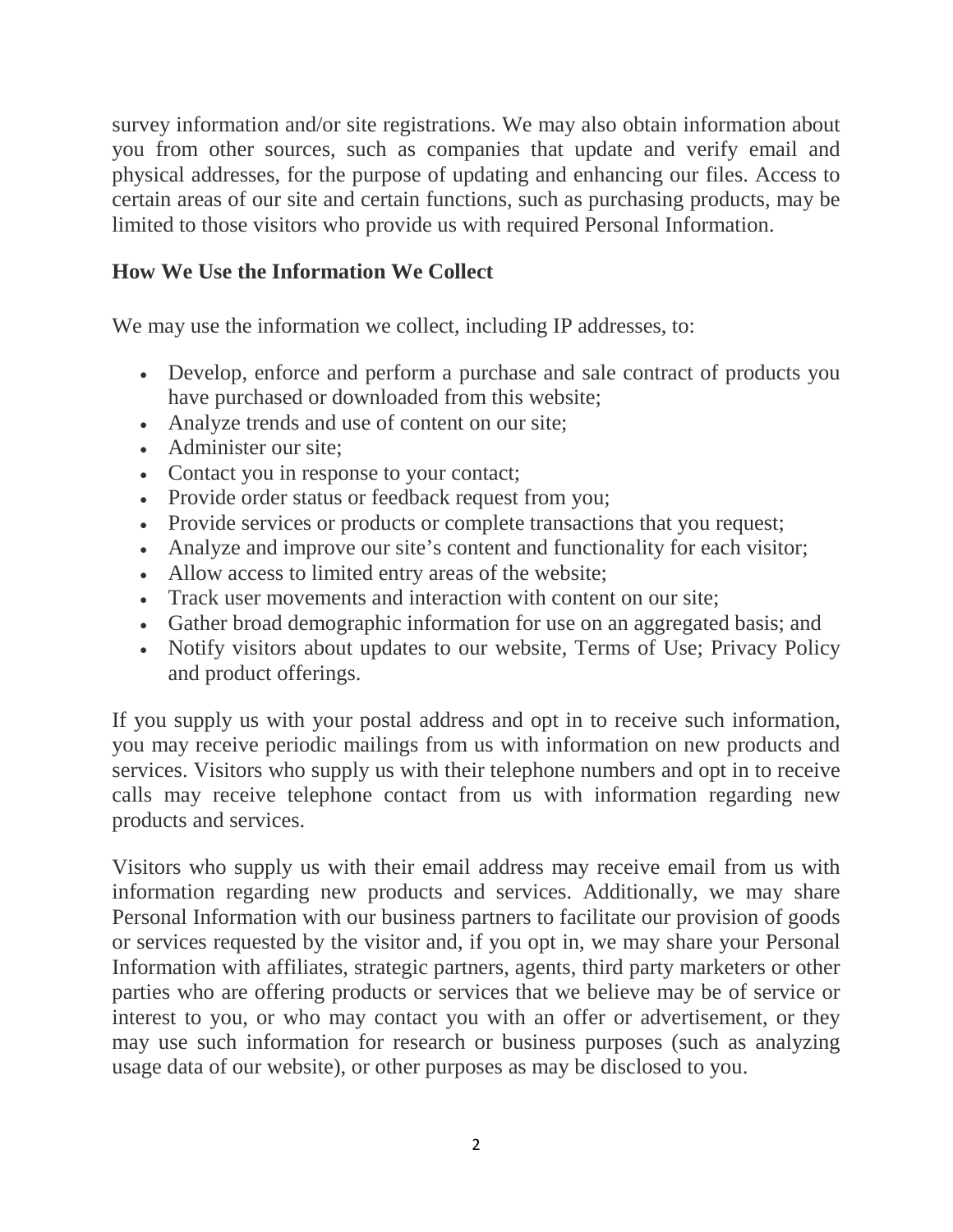survey information and/or site registrations. We may also obtain information about you from other sources, such as companies that update and verify email and physical addresses, for the purpose of updating and enhancing our files. Access to certain areas of our site and certain functions, such as purchasing products, may be limited to those visitors who provide us with required Personal Information.

**How We Use the Information We Collect**

We may use the information we collect, including IP addresses, to:

- Develop, enforce and perform a purchase and sale contract of products you have purchased or downloaded from this website;
- Analyze trends and use of content on our site;
- Administer our site;
- Contact you in response to your contact;
- Provide order status or feedback request from you;
- Provide services or products or complete transactions that you request;
- Analyze and improve our site's content and functionality for each visitor;
- Allow access to limited entry areas of the website;
- Track user movements and interaction with content on our site;
- Gather broad demographic information for use on an aggregated basis; and
- Notify visitors about updates to our website, Terms of Use; Privacy Policy and product offerings.

If you supply us with your postal address and opt in to receive such information, you may receive periodic mailings from us with information on new products and services. Visitors who supply us with their telephone numbers and opt in to receive calls may receive telephone contact from us with information regarding new products and services.

Visitors who supply us with their email address may receive email from us with information regarding new products and services. Additionally, we may share Personal Information with our business partners to facilitate our provision of goods or services requested by the visitor and, if you opt in, we may share your Personal Information with affiliates, strategic partners, agents, third party marketers or other parties who are offering products or services that we believe may be of service or interest to you, or who may contact you with an offer or advertisement, or they may use such information for research or business purposes (such as analyzing usage data of our website), or other purposes as may be disclosed to you.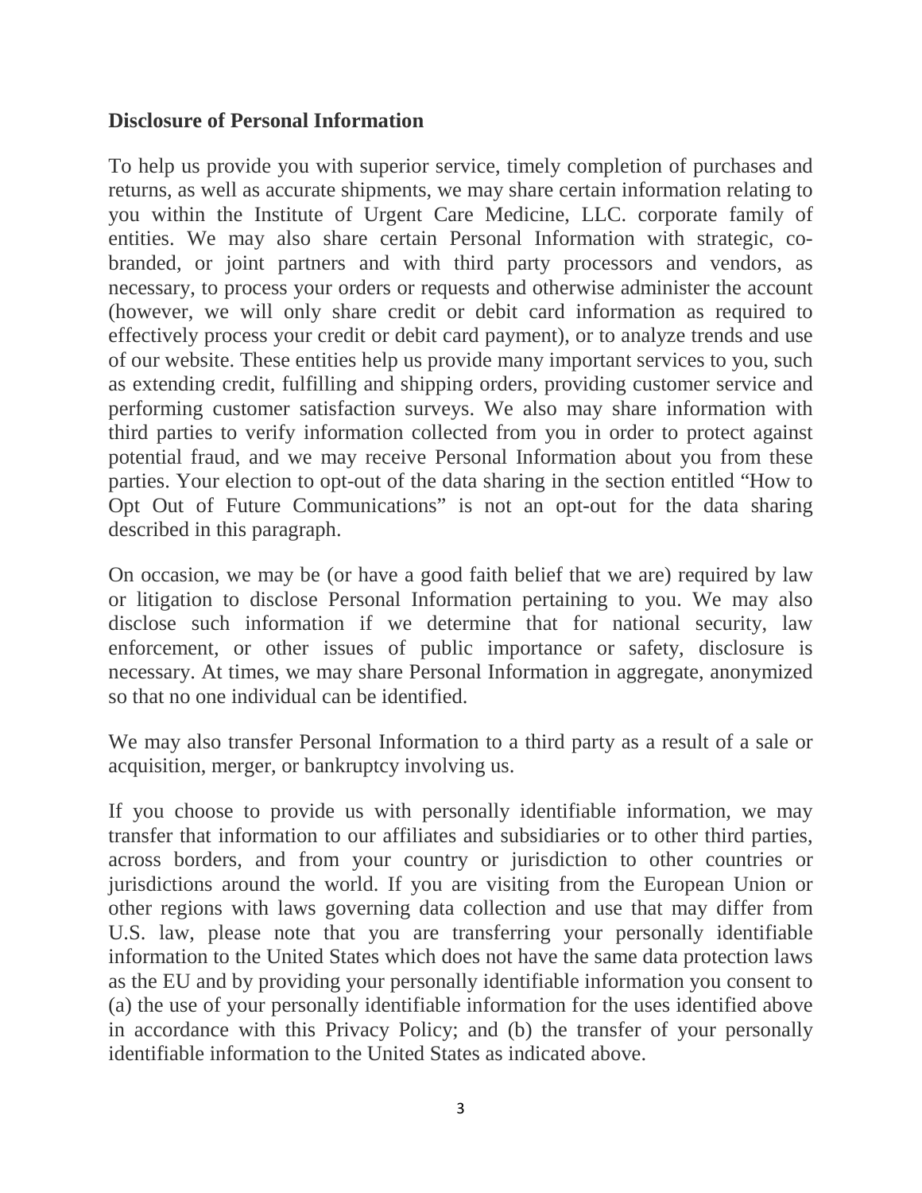**Disclosure of Personal Information**

To help us provide you with superior service, timely completion of purchases and returns, as well as accurate shipments, we may share certain information relating to you within the Institute of Urgent Care Medicine, LLC. corporate family of entities. We may also share certain Personal Information with strategic, co-branded, or joint partners and with third party processors and vendors, as necessary, to process your orders or requests and otherwise administer the account (however, we will only share credit or debit card information as required to effectively process your credit or debit card payment), or to analyze trends and use of our website. These entities help us provide many important services to you, such as extending credit, fulfilling and shipping orders, providing customer service and performing customer satisfaction surveys. We also may share information with third parties to verify information collected from you in order to protect against potential fraud, and we may receive Personal Information about you from these parties. Your election to opt-out of the data sharing in the section entitled "How to Opt Out of Future Communications" is not an opt-out for the data sharing described in this paragraph.

On occasion, we may be (or have a good faith belief that we are) required by law or litigation to disclose Personal Information pertaining to you. We may also disclose such information if we determine that for national security, law enforcement, or other issues of public importance or safety, disclosure is necessary. At times, we may share Personal Information in aggregate, anonymized so that no one individual can be identified.

We may also transfer Personal Information to a third party as a result of a sale or acquisition, merger, or bankruptcy involving us.

If you choose to provide us with personally identifiable information, we may transfer that information to our affiliates and subsidiaries or to other third parties, across borders, and from your country or jurisdiction to other countries or jurisdictions around the world. If you are visiting from the European Union or other regions with laws governing data collection and use that may differ from U.S. law, please note that you are transferring your personally identifiable information to the United States which does not have the same data protection laws as the EU and by providing your personally identifiable information you consent to (a) the use of your personally identifiable information for the uses identified above in accordance with this Privacy Policy; and (b) the transfer of your personally identifiable information to the United States as indicated above.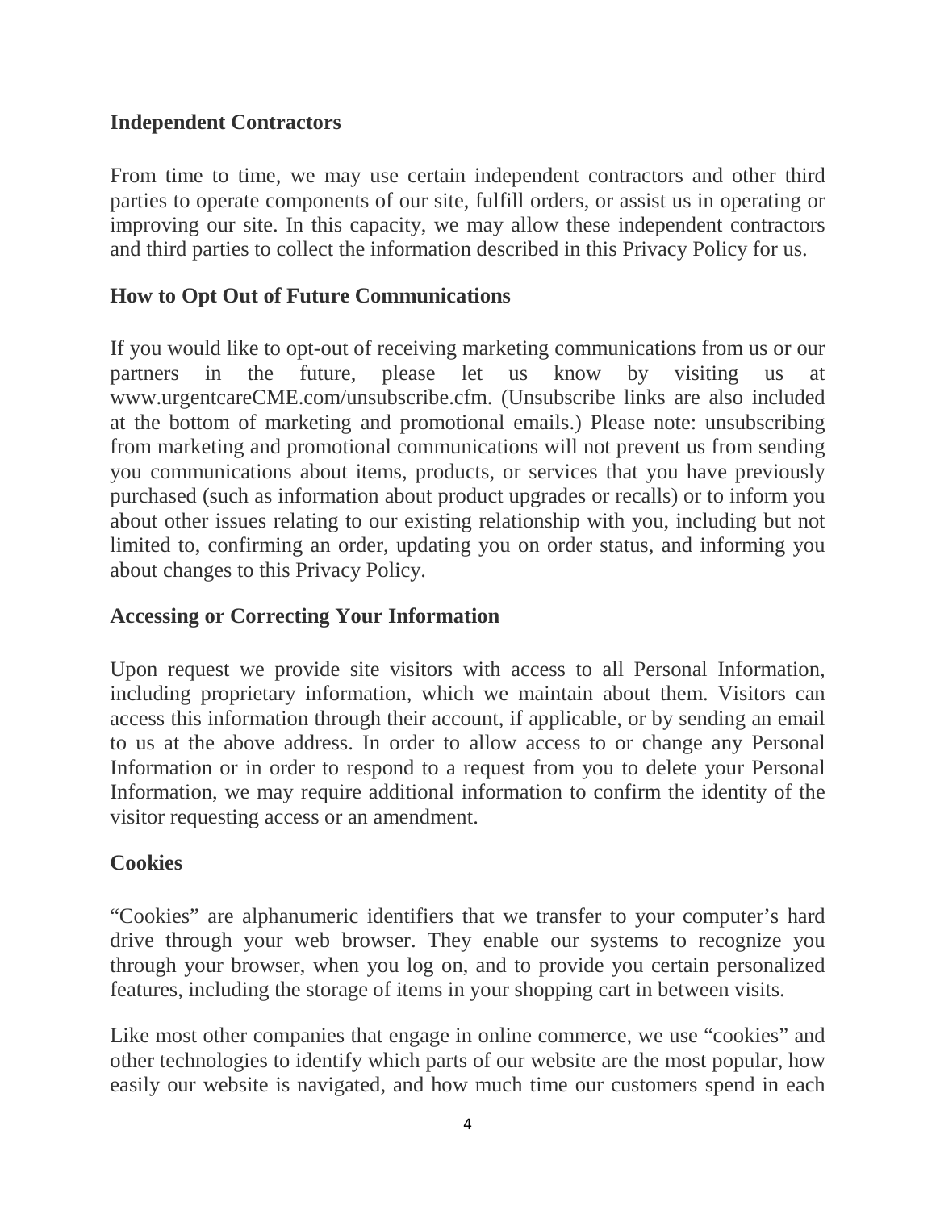## Independent Contractors

From time to time, we may use certain independent contractors and other third parties to operate components of our site, fulfill orders, or assist us in operating or improving our site. In this capacity, we may allow these independent contractors and third parties to collect the information described in this Privacy Policy for us.

## How to Opt Out of Future Communications

If you would like to opt-out of receiving marketing communications from us or our partners in the future, please let us know by visiting us at www.urgentcareCME.com/unsubscribe.cfm. (Unsubscribe links are also included at the bottom of marketing and promotional emails.) Please note: unsubscribing from marketing and promotional communications will not prevent us from sending you communications about items, products, or services that you have previously purchased (such as information about product upgrades or recalls) or to inform you about other issues relating to our existing relationship with you, including but not limited to, confirming an order, updating you on order status, and informing you about changes to this Privacy Policy.

## Accessing or Correcting Your Information

Upon request we provide site visitors with access to all Personal Information, including proprietary information, which we maintain about them. Visitors can access this information through their account, if applicable, or by sending an email to us at the above address. In order to allow access to or change any Personal Information or in order to respond to a request from you to delete your Personal Information, we may require additional information to confirm the identity of the visitor requesting access or an amendment.

## Cookies

"Cookies" are alphanumeric identifiers that we transfer to your computer's hard drive through your web browser. They enable our systems to recognize you through your browser, when you log on, and to provide you certain personalized features, including the storage of items in your shopping cart in between visits.

Like most other companies that engage in online commerce, we use "cookies" and other technologies to identify which parts of our website are the most popular, how easily our website is navigated, and how much time our customers spend in each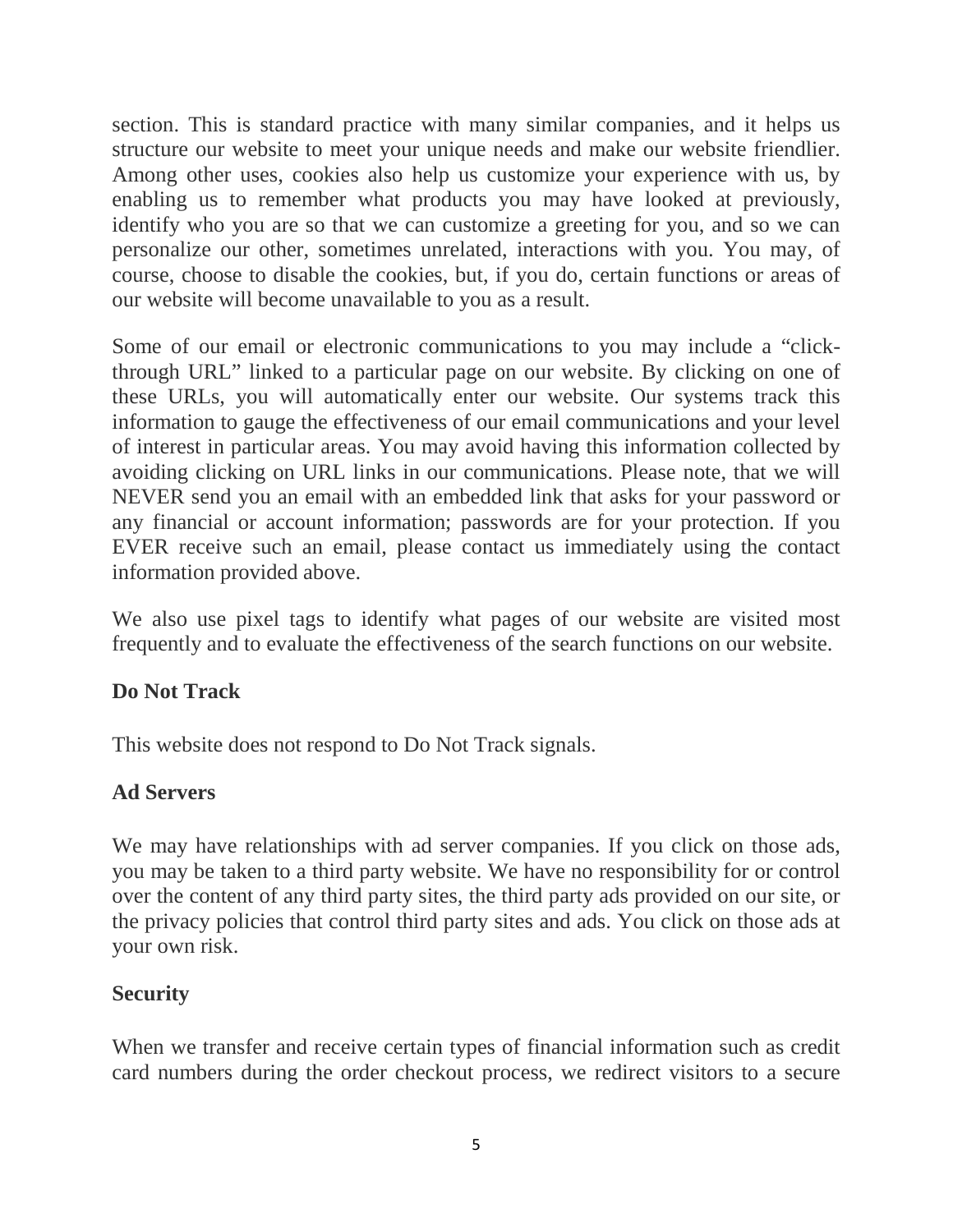section. This is standard practice with many similar companies, and it helps us structure our website to meet your unique needs and make our website friendlier. Among other uses, cookies also help us customize your experience with us, by enabling us to remember what products you may have looked at previously, identify who you are so that we can customize a greeting for you, and so we can personalize our other, sometimes unrelated, interactions with you. You may, of course, choose to disable the cookies, but, if you do, certain functions or areas of our website will become unavailable to you as a result.

Some of our email or electronic communications to you may include a "click-through URL" linked to a particular page on our website. By clicking on one of these URLs, you will automatically enter our website. Our systems track this information to gauge the effectiveness of our email communications and your level of interest in particular areas. You may avoid having this information collected by avoiding clicking on URL links in our communications. Please note, that we will NEVER send you an email with an embedded link that asks for your password or any financial or account information; passwords are for your protection. If you EVER receive such an email, please contact us immediately using the contact information provided above.

We also use pixel tags to identify what pages of our website are visited most frequently and to evaluate the effectiveness of the search functions on our website.

**Do Not Track**

This website does not respond to Do Not Track signals.

**Ad Servers**

We may have relationships with ad server companies. If you click on those ads, you may be taken to a third party website. We have no responsibility for or control over the content of any third party sites, the third party ads provided on our site, or the privacy policies that control third party sites and ads. You click on those ads at your own risk.

**Security**

When we transfer and receive certain types of financial information such as credit card numbers during the order checkout process, we redirect visitors to a secure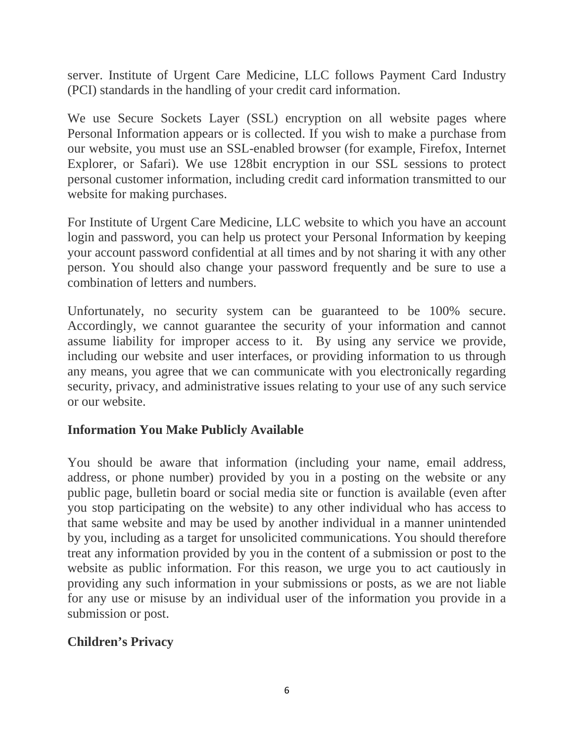server. Institute of Urgent Care Medicine, LLC follows Payment Card Industry (PCI) standards in the handling of your credit card information.

We use Secure Sockets Layer (SSL) encryption on all website pages where Personal Information appears or is collected. If you wish to make a purchase from our website, you must use an SSL-enabled browser (for example, Firefox, Internet Explorer, or Safari). We use 128bit encryption in our SSL sessions to protect personal customer information, including credit card information transmitted to our website for making purchases.

For Institute of Urgent Care Medicine, LLC website to which you have an account login and password, you can help us protect your Personal Information by keeping your account password confidential at all times and by not sharing it with any other person. You should also change your password frequently and be sure to use a combination of letters and numbers.

Unfortunately, no security system can be guaranteed to be 100% secure. Accordingly, we cannot guarantee the security of your information and cannot assume liability for improper access to it. By using any service we provide, including our website and user interfaces, or providing information to us through any means, you agree that we can communicate with you electronically regarding security, privacy, and administrative issues relating to your use of any such service or our website.

**Information You Make Publicly Available**

You should be aware that information (including your name, email address, address, or phone number) provided by you in a posting on the website or any public page, bulletin board or social media site or function is available (even after you stop participating on the website) to any other individual who has access to that same website and may be used by another individual in a manner unintended by you, including as a target for unsolicited communications. You should therefore treat any information provided by you in the content of a submission or post to the website as public information. For this reason, we urge you to act cautiously in providing any such information in your submissions or posts, as we are not liable for any use or misuse by an individual user of the information you provide in a submission or post.

**Children's Privacy**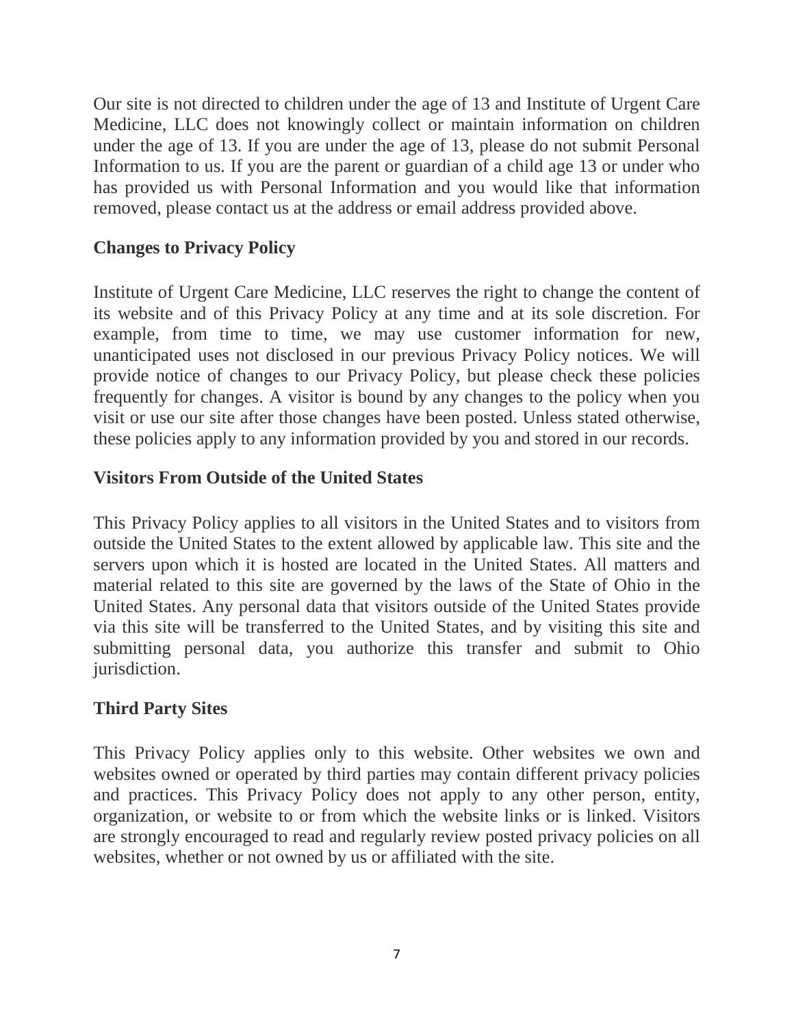Our site is not directed to children under the age of 13 and Institute of Urgent Care Medicine, LLC does not knowingly collect or maintain information on children under the age of 13. If you are under the age of 13, please do not submit Personal Information to us. If you are the parent or guardian of a child age 13 or under who has provided us with Personal Information and you would like that information removed, please contact us at the address or email address provided above.

**Changes to Privacy Policy**

Institute of Urgent Care Medicine, LLC reserves the right to change the content of its website and of this Privacy Policy at any time and at its sole discretion. For example, from time to time, we may use customer information for new, unanticipated uses not disclosed in our previous Privacy Policy notices. We will provide notice of changes to our Privacy Policy, but please check these policies frequently for changes. A visitor is bound by any changes to the policy when you visit or use our site after those changes have been posted. Unless stated otherwise, these policies apply to any information provided by you and stored in our records.

**Visitors From Outside of the United States**

This Privacy Policy applies to all visitors in the United States and to visitors from outside the United States to the extent allowed by applicable law. This site and the servers upon which it is hosted are located in the United States. All matters and material related to this site are governed by the laws of the State of Ohio in the United States. Any personal data that visitors outside of the United States provide via this site will be transferred to the United States, and by visiting this site and submitting personal data, you authorize this transfer and submit to Ohio jurisdiction.

**Third Party Sites**

This Privacy Policy applies only to this website. Other websites we own and websites owned or operated by third parties may contain different privacy policies and practices. This Privacy Policy does not apply to any other person, entity, organization, or website to or from which the website links or is linked. Visitors are strongly encouraged to read and regularly review posted privacy policies on all websites, whether or not owned by us or affiliated with the site.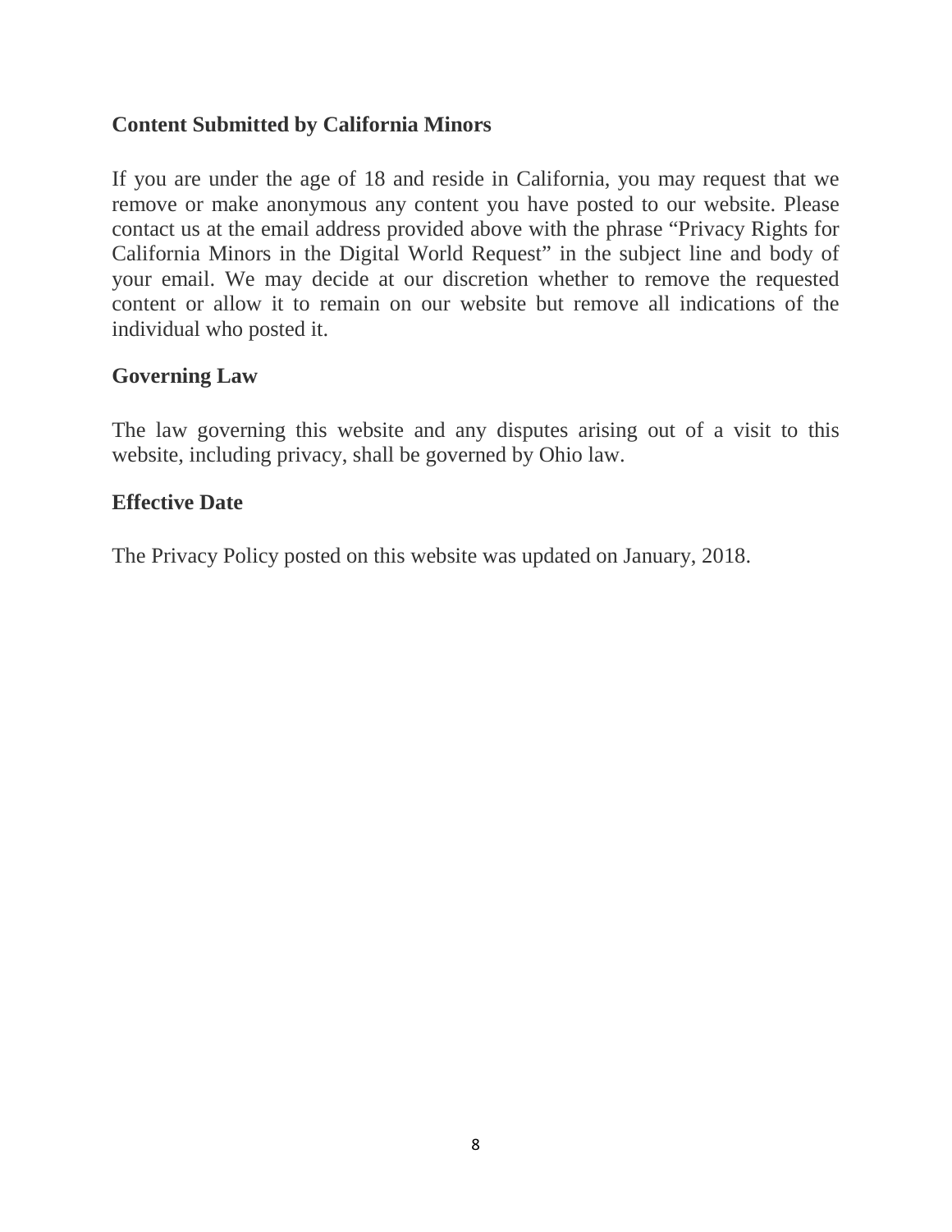## Content Submitted by California Minors

If you are under the age of 18 and reside in California, you may request that we remove or make anonymous any content you have posted to our website. Please contact us at the email address provided above with the phrase "Privacy Rights for California Minors in the Digital World Request" in the subject line and body of your email. We may decide at our discretion whether to remove the requested content or allow it to remain on our website but remove all indications of the individual who posted it.

## Governing Law

The law governing this website and any disputes arising out of a visit to this website, including privacy, shall be governed by Ohio law.

## Effective Date

The Privacy Policy posted on this website was updated on January, 2018.